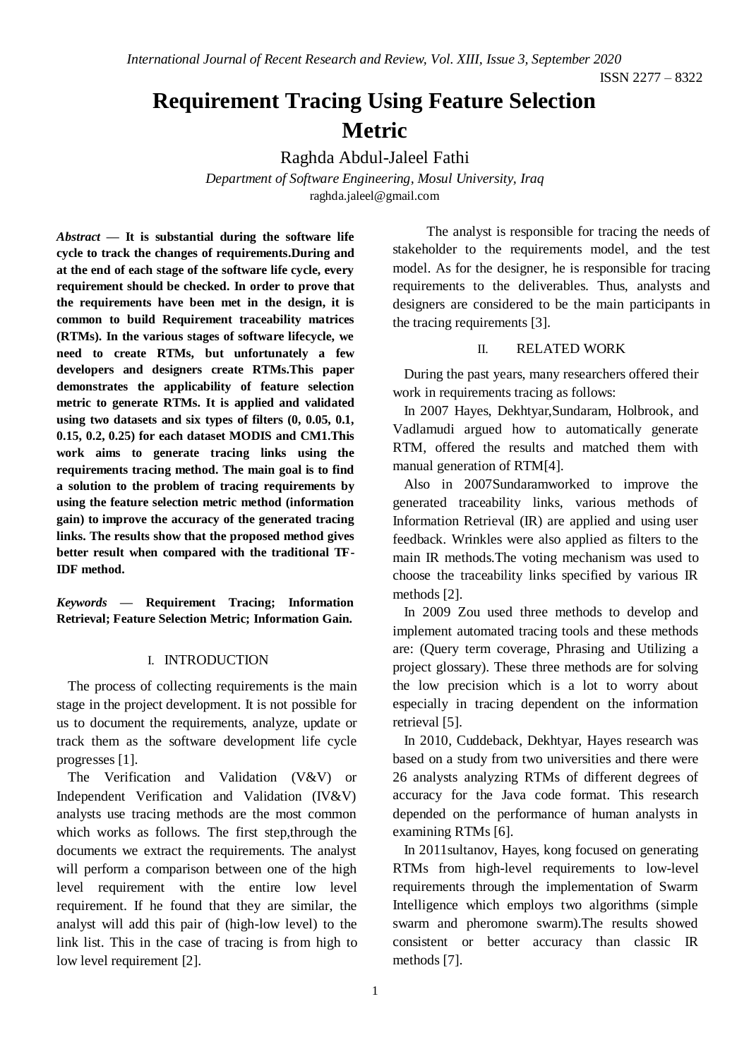# Requirement Tracing Using Feature Selection Metric

Raghda Abdul-Jaleel Fathi

*Department of Software Engineering, Mosul University, Iraq*
raghda.jaleel@gmail.com

***Abstract* — It is substantial during the software life cycle to track the changes of requirements.During and at the end of each stage of the software life cycle, every requirement should be checked. In order to prove that the requirements have been met in the design, it is common to build Requirement traceability matrices (RTMs). In the various stages of software lifecycle, we need to create RTMs, but unfortunately a few developers and designers create RTMs.This paper demonstrates the applicability of feature selection metric to generate RTMs. It is applied and validated using two datasets and six types of filters (0, 0.05, 0.1, 0.15, 0.2, 0.25) for each dataset MODIS and CM1.This work aims to generate tracing links using the requirements tracing method. The main goal is to find a solution to the problem of tracing requirements by using the feature selection metric method (information gain) to improve the accuracy of the generated tracing links. The results show that the proposed method gives better result when compared with the traditional TF-IDF method.**

***Keywords* — Requirement Tracing; Information Retrieval; Feature Selection Metric; Information Gain.**

## I. INTRODUCTION

The process of collecting requirements is the main stage in the project development. It is not possible for us to document the requirements, analyze, update or track them as the software development life cycle progresses [1].

The Verification and Validation (V&V) or Independent Verification and Validation (IV&V) analysts use tracing methods are the most common which works as follows. The first step,through the documents we extract the requirements. The analyst will perform a comparison between one of the high level requirement with the entire low level requirement. If he found that they are similar, the analyst will add this pair of (high-low level) to the link list. This in the case of tracing is from high to low level requirement [2].

The analyst is responsible for tracing the needs of stakeholder to the requirements model, and the test model. As for the designer, he is responsible for tracing requirements to the deliverables. Thus, analysts and designers are considered to be the main participants in the tracing requirements [3].

## II. RELATED WORK

During the past years, many researchers offered their work in requirements tracing as follows:

In 2007 Hayes, Dekhtyar,Sundaram, Holbrook, and Vadlamudi argued how to automatically generate RTM, offered the results and matched them with manual generation of RTM[4].

Also in 2007Sundaramworked to improve the generated traceability links, various methods of Information Retrieval (IR) are applied and using user feedback. Wrinkles were also applied as filters to the main IR methods.The voting mechanism was used to choose the traceability links specified by various IR methods [2].

In 2009 Zou used three methods to develop and implement automated tracing tools and these methods are: (Query term coverage, Phrasing and Utilizing a project glossary). These three methods are for solving the low precision which is a lot to worry about especially in tracing dependent on the information retrieval [5].

In 2010, Cuddeback, Dekhtyar, Hayes research was based on a study from two universities and there were 26 analysts analyzing RTMs of different degrees of accuracy for the Java code format. This research depended on the performance of human analysts in examining RTMs [6].

In 2011sultanov, Hayes, kong focused on generating RTMs from high-level requirements to low-level requirements through the implementation of Swarm Intelligence which employs two algorithms (simple swarm and pheromone swarm).The results showed consistent or better accuracy than classic IR methods [7].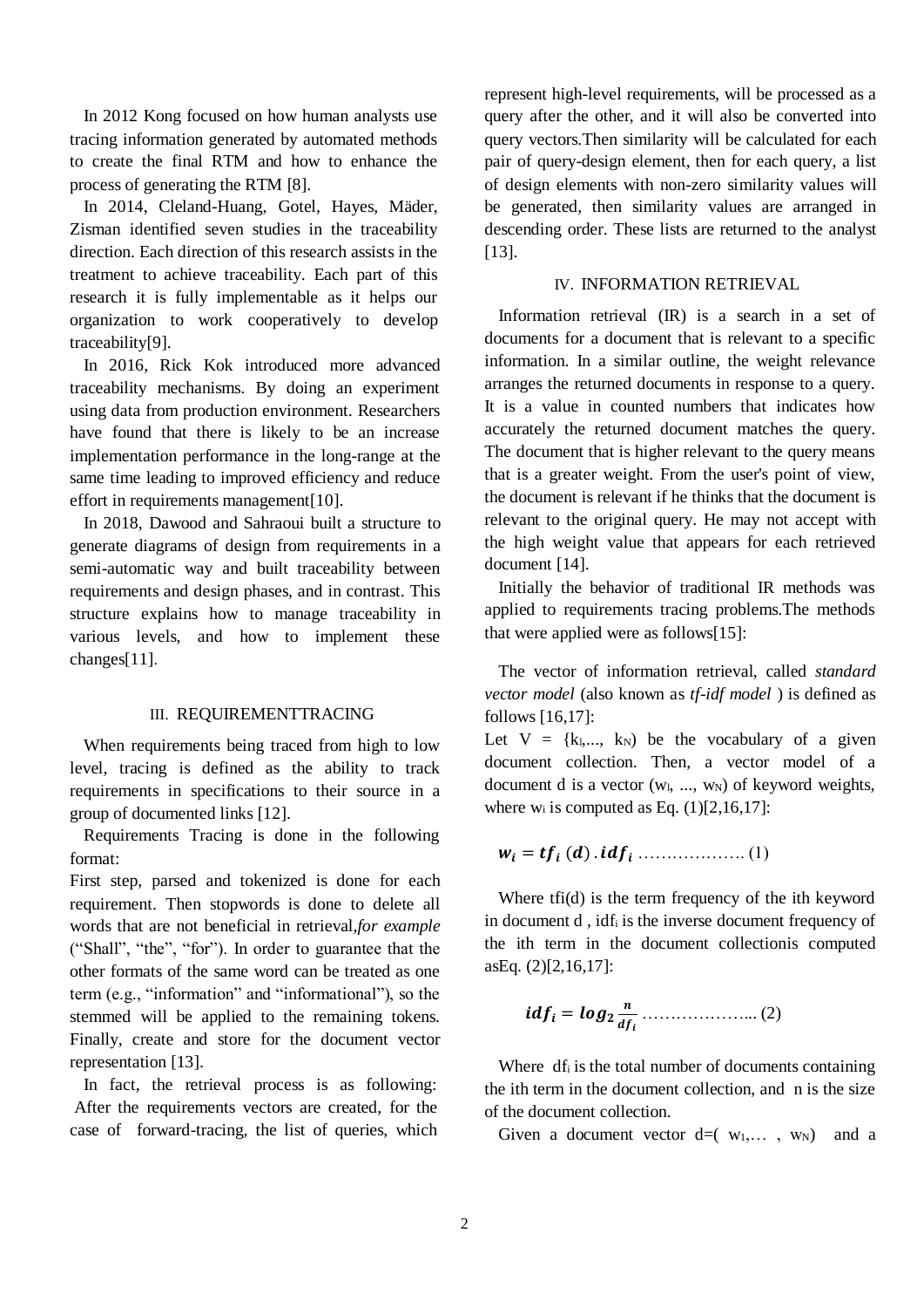In 2012 Kong focused on how human analysts use tracing information generated by automated methods to create the final RTM and how to enhance the process of generating the RTM [8].

In 2014, Cleland-Huang, Gotel, Hayes, Mäder, Zisman identified seven studies in the traceability direction. Each direction of this research assists in the treatment to achieve traceability. Each part of this research it is fully implementable as it helps our organization to work cooperatively to develop traceability[9].

In 2016, Rick Kok introduced more advanced traceability mechanisms. By doing an experiment using data from production environment. Researchers have found that there is likely to be an increase implementation performance in the long-range at the same time leading to improved efficiency and reduce effort in requirements management[10].

In 2018, Dawood and Sahraoui built a structure to generate diagrams of design from requirements in a semi-automatic way and built traceability between requirements and design phases, and in contrast. This structure explains how to manage traceability in various levels, and how to implement these changes[11].

## III. REQUIREMENTTRACING

When requirements being traced from high to low level, tracing is defined as the ability to track requirements in specifications to their source in a group of documented links [12].

Requirements Tracing is done in the following format:

First step, parsed and tokenized is done for each requirement. Then stopwords is done to delete all words that are not beneficial in retrieval,*for example* (“Shall”, “the”, “for”). In order to guarantee that the other formats of the same word can be treated as one term (e.g., “information” and “informational”), so the stemmed will be applied to the remaining tokens. Finally, create and store for the document vector representation [13].

In fact, the retrieval process is as following: After the requirements vectors are created, for the case of forward-tracing, the list of queries, which represent high-level requirements, will be processed as a query after the other, and it will also be converted into query vectors.Then similarity will be calculated for each pair of query-design element, then for each query, a list of design elements with non-zero similarity values will be generated, then similarity values are arranged in descending order. These lists are returned to the analyst [13].

## IV. INFORMATION RETRIEVAL

Information retrieval (IR) is a search in a set of documents for a document that is relevant to a specific information. In a similar outline, the weight relevance arranges the returned documents in response to a query. It is a value in counted numbers that indicates how accurately the returned document matches the query. The document that is higher relevant to the query means that is a greater weight. From the user's point of view, the document is relevant if he thinks that the document is relevant to the original query. He may not accept with the high weight value that appears for each retrieved document [14].

Initially the behavior of traditional IR methods was applied to requirements tracing problems.The methods that were applied were as follows[15]:

The vector of information retrieval, called *standard vector model* (also known as *tf-idf model* ) is defined as follows [16,17]:

Let $V = \{k_l,..., k_N\}$ be the vocabulary of a given document collection. Then, a vector model of a document d is a vector $(w_l, ..., w_N)$ of keyword weights, where $w_i$ is computed as Eq. (1)[2,16,17]:

$$\boldsymbol{w_i = tf_i\,(d)\,.\,idf_i} \quad \text{..................} (1)$$

Where tfi(d) is the term frequency of the ith keyword in document d , $idf_i$ is the inverse document frequency of the ith term in the document collectionis computed asEq. (2)[2,16,17]:

$$\boldsymbol{idf_i = log_2 \frac{n}{df_i}} \quad \text{..................} (2)$$

Where $df_i$ is the total number of documents containing the ith term in the document collection, and n is the size of the document collection.

Given a document vector $d=( w_1,\dots , w_N)$ and a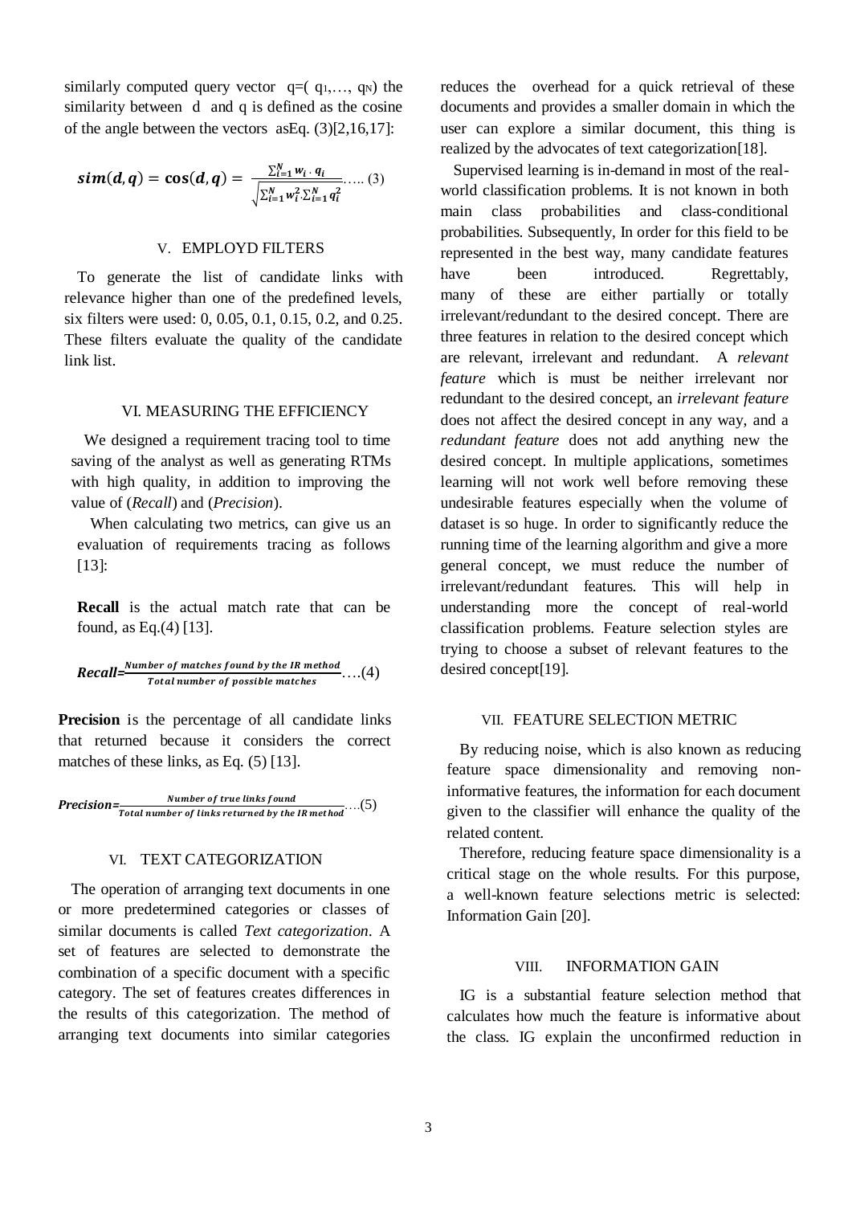similarly computed query vector $q=(q_1,\ldots, q_N)$ the similarity between d and q is defined as the cosine of the angle between the vectors asEq. (3)[2,16,17]:

$$\boldsymbol{sim}(\boldsymbol{d},\boldsymbol{q}) = \mathbf{cos}(\boldsymbol{d},\boldsymbol{q}) = \frac{\sum_{i=1}^{N} w_i \cdot q_i}{\sqrt{\sum_{i=1}^{N} w_i^2 \cdot \sum_{i=1}^{N} q_i^2}} \ldots\ldots (3)$$

## V. EMPLOYD FILTERS

To generate the list of candidate links with relevance higher than one of the predefined levels, six filters were used: 0, 0.05, 0.1, 0.15, 0.2, and 0.25. These filters evaluate the quality of the candidate link list.

## VI. MEASURING THE EFFICIENCY

We designed a requirement tracing tool to time saving of the analyst as well as generating RTMs with high quality, in addition to improving the value of (*Recall*) and (*Precision*).

When calculating two metrics, can give us an evaluation of requirements tracing as follows [13]:

**Recall** is the actual match rate that can be found, as Eq.(4) [13].

$$\boldsymbol{Recall}=\frac{\textit{Number of matches found by the IR method}}{\textit{Total number of possible matches}} \ldots.(4)$$

**Precision** is the percentage of all candidate links that returned because it considers the correct matches of these links, as Eq. (5) [13].

$$\boldsymbol{Precision}=\frac{\textit{Number of true links found}}{\textit{Total number of links returned by the IR method}} \ldots.(5)$$

## VI. TEXT CATEGORIZATION

The operation of arranging text documents in one or more predetermined categories or classes of similar documents is called *Text categorization*. A set of features are selected to demonstrate the combination of a specific document with a specific category. The set of features creates differences in the results of this categorization. The method of arranging text documents into similar categories reduces the overhead for a quick retrieval of these documents and provides a smaller domain in which the user can explore a similar document, this thing is realized by the advocates of text categorization[18].

Supervised learning is in-demand in most of the real-world classification problems. It is not known in both main class probabilities and class-conditional probabilities. Subsequently, In order for this field to be represented in the best way, many candidate features have been introduced. Regrettably, many of these are either partially or totally irrelevant/redundant to the desired concept. There are three features in relation to the desired concept which are relevant, irrelevant and redundant. A *relevant feature* which is must be neither irrelevant nor redundant to the desired concept, an *irrelevant feature* does not affect the desired concept in any way, and a *redundant feature* does not add anything new the desired concept. In multiple applications, sometimes learning will not work well before removing these undesirable features especially when the volume of dataset is so huge. In order to significantly reduce the running time of the learning algorithm and give a more general concept, we must reduce the number of irrelevant/redundant features. This will help in understanding more the concept of real-world classification problems. Feature selection styles are trying to choose a subset of relevant features to the desired concept[19].

## VII. FEATURE SELECTION METRIC

By reducing noise, which is also known as reducing feature space dimensionality and removing non-informative features, the information for each document given to the classifier will enhance the quality of the related content.

Therefore, reducing feature space dimensionality is a critical stage on the whole results. For this purpose, a well-known feature selections metric is selected: Information Gain [20].

## VIII. INFORMATION GAIN

IG is a substantial feature selection method that calculates how much the feature is informative about the class. IG explain the unconfirmed reduction in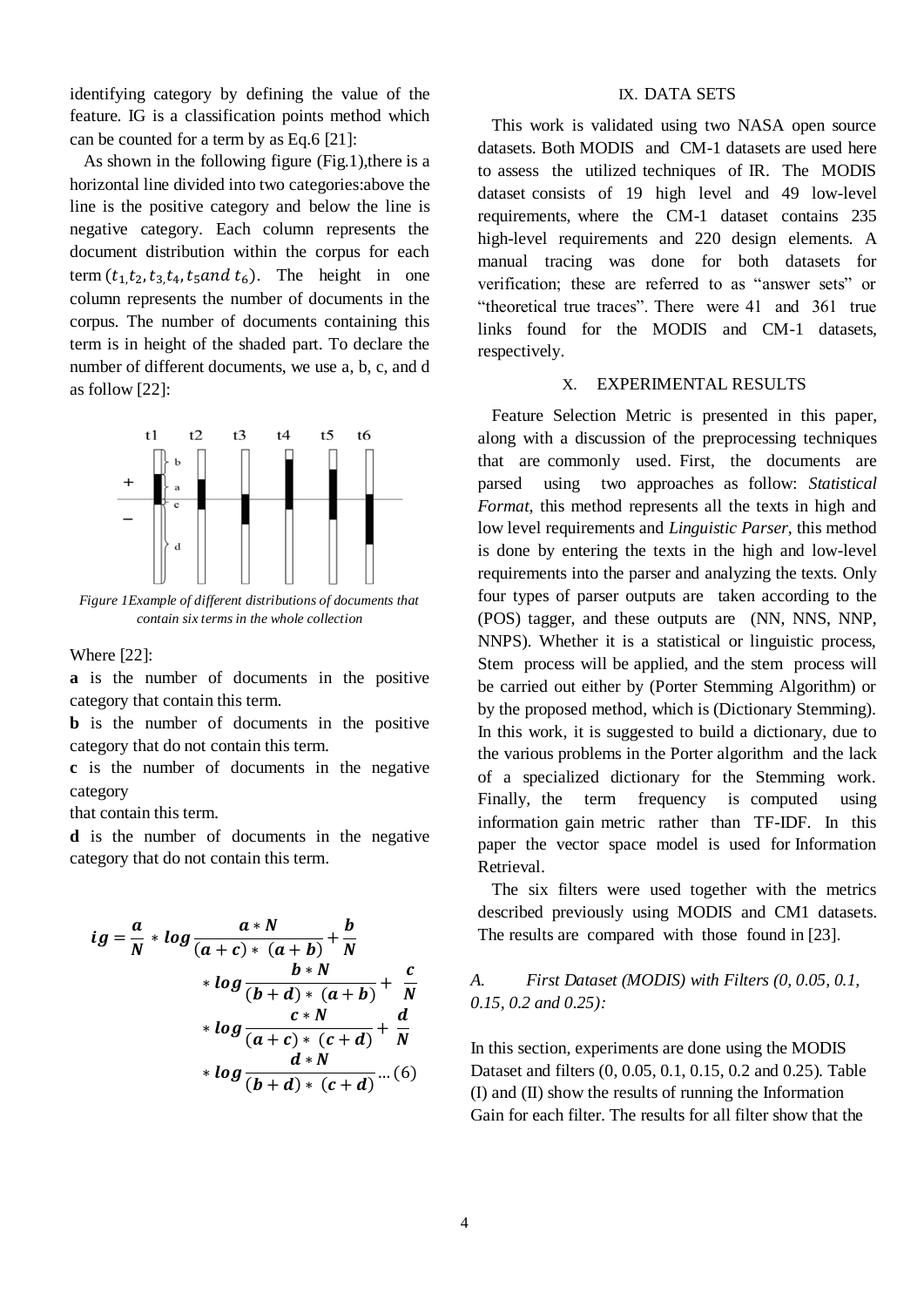identifying category by defining the value of the feature. IG is a classification points method which can be counted for a term by as Eq.6 [21]:

As shown in the following figure (Fig.1),there is a horizontal line divided into two categories:above the line is the positive category and below the line is negative category. Each column represents the document distribution within the corpus for each term $(t_1, t_2, t_3, t_4, t_5 and\ t_6)$. The height in one column represents the number of documents in the corpus. The number of documents containing this term is in height of the shaded part. To declare the number of different documents, we use a, b, c, and d as follow [22]:

t1 t2 t3 t4 t5 t6

+

−

b

a

c

d

*Figure 1Example of different distributions of documents that contain six terms in the whole collection*

Where [22]:

**a** is the number of documents in the positive category that contain this term.

**b** is the number of documents in the positive category that do not contain this term.

**c** is the number of documents in the negative category

that contain this term.

**d** is the number of documents in the negative category that do not contain this term.

$$ig = \frac{a}{N} * log\frac{a*N}{(a+c)*(a+b)} + \frac{b}{N} * log\frac{b*N}{(b+d)*(a+b)} + \frac{c}{N} * log\frac{c*N}{(a+c)*(c+d)} + \frac{d}{N} * log\frac{d*N}{(b+d)*(c+d)} \ldots (6)$$

## IX. DATA SETS

This work is validated using two NASA open source datasets. Both MODIS and CM-1 datasets are used here to assess the utilized techniques of IR. The MODIS dataset consists of 19 high level and 49 low-level requirements, where the CM-1 dataset contains 235 high-level requirements and 220 design elements. A manual tracing was done for both datasets for verification; these are referred to as "answer sets" or "theoretical true traces". There were 41 and 361 true links found for the MODIS and CM-1 datasets, respectively.

## X. EXPERIMENTAL RESULTS

Feature Selection Metric is presented in this paper, along with a discussion of the preprocessing techniques that are commonly used. First, the documents are parsed using two approaches as follow: *Statistical Format*, this method represents all the texts in high and low level requirements and *Linguistic Parser*, this method is done by entering the texts in the high and low-level requirements into the parser and analyzing the texts. Only four types of parser outputs are taken according to the (POS) tagger, and these outputs are (NN, NNS, NNP, NNPS). Whether it is a statistical or linguistic process, Stem process will be applied, and the stem process will be carried out either by (Porter Stemming Algorithm) or by the proposed method, which is (Dictionary Stemming). In this work, it is suggested to build a dictionary, due to the various problems in the Porter algorithm and the lack of a specialized dictionary for the Stemming work. Finally, the term frequency is computed using information gain metric rather than TF-IDF. In this paper the vector space model is used for Information Retrieval.

The six filters were used together with the metrics described previously using MODIS and CM1 datasets. The results are compared with those found in [23].

### *A. First Dataset (MODIS) with Filters (0, 0.05, 0.1, 0.15, 0.2 and 0.25):*

In this section, experiments are done using the MODIS Dataset and filters (0, 0.05, 0.1, 0.15, 0.2 and 0.25). Table (I) and (II) show the results of running the Information Gain for each filter. The results for all filter show that the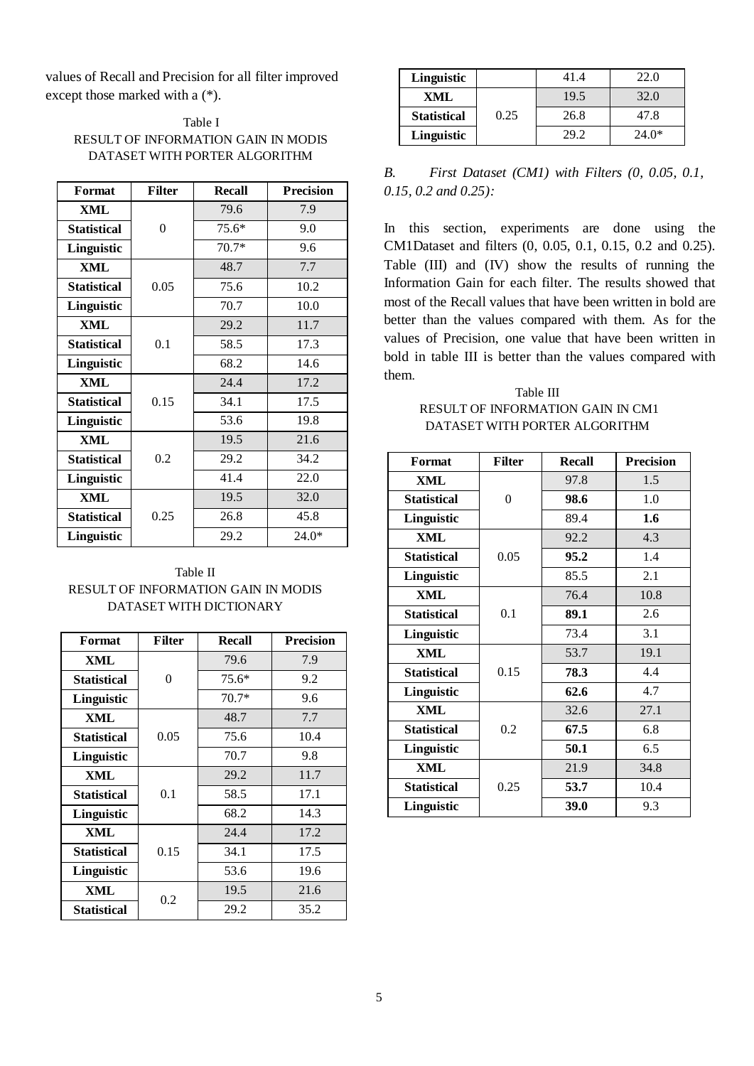values of Recall and Precision for all filter improved except those marked with a (*).

Table I
RESULT OF INFORMATION GAIN IN MODIS DATASET WITH PORTER ALGORITHM

| Format | Filter | Recall | Precision |
|---|---|---|---|
| **XML** | 0 | 79.6 | 7.9 |
| **Statistical** | | 75.6* | 9.0 |
| **Linguistic** | | 70.7* | 9.6 |
| **XML** | 0.05 | 48.7 | 7.7 |
| **Statistical** | | 75.6 | 10.2 |
| **Linguistic** | | 70.7 | 10.0 |
| **XML** | 0.1 | 29.2 | 11.7 |
| **Statistical** | | 58.5 | 17.3 |
| **Linguistic** | | 68.2 | 14.6 |
| **XML** | 0.15 | 24.4 | 17.2 |
| **Statistical** | | 34.1 | 17.5 |
| **Linguistic** | | 53.6 | 19.8 |
| **XML** | 0.2 | 19.5 | 21.6 |
| **Statistical** | | 29.2 | 34.2 |
| **Linguistic** | | 41.4 | 22.0 |
| **XML** | 0.25 | 19.5 | 32.0 |
| **Statistical** | | 26.8 | 45.8 |
| **Linguistic** | | 29.2 | 24.0* |

Table II
RESULT OF INFORMATION GAIN IN MODIS DATASET WITH DICTIONARY

| Format | Filter | Recall | Precision |
|---|---|---|---|
| **XML** | 0 | 79.6 | 7.9 |
| **Statistical** | | 75.6* | 9.2 |
| **Linguistic** | | 70.7* | 9.6 |
| **XML** | 0.05 | 48.7 | 7.7 |
| **Statistical** | | 75.6 | 10.4 |
| **Linguistic** | | 70.7 | 9.8 |
| **XML** | 0.1 | 29.2 | 11.7 |
| **Statistical** | | 58.5 | 17.1 |
| **Linguistic** | | 68.2 | 14.3 |
| **XML** | 0.15 | 24.4 | 17.2 |
| **Statistical** | | 34.1 | 17.5 |
| **Linguistic** | | 53.6 | 19.6 |
| **XML** | 0.2 | 19.5 | 21.6 |
| **Statistical** | | 29.2 | 35.2 |
| **Linguistic** | | 41.4 | 22.0 |
| **XML** | 0.25 | 19.5 | 32.0 |
| **Statistical** | | 26.8 | 47.8 |
| **Linguistic** | | 29.2 | 24.0* |

*B. First Dataset (CM1) with Filters (0, 0.05, 0.1, 0.15, 0.2 and 0.25):*

In this section, experiments are done using the CM1Dataset and filters (0, 0.05, 0.1, 0.15, 0.2 and 0.25). Table (III) and (IV) show the results of running the Information Gain for each filter. The results showed that most of the Recall values that have been written in bold are better than the values compared with them. As for the values of Precision, one value that have been written in bold in table III is better than the values compared with them.

Table III
RESULT OF INFORMATION GAIN IN CM1 DATASET WITH PORTER ALGORITHM

| Format | Filter | Recall | Precision |
|---|---|---|---|
| **XML** | 0 | 97.8 | 1.5 |
| **Statistical** | | **98.6** | 1.0 |
| **Linguistic** | | 89.4 | **1.6** |
| **XML** | 0.05 | 92.2 | 4.3 |
| **Statistical** | | **95.2** | 1.4 |
| **Linguistic** | | 85.5 | 2.1 |
| **XML** | 0.1 | 76.4 | 10.8 |
| **Statistical** | | **89.1** | 2.6 |
| **Linguistic** | | 73.4 | 3.1 |
| **XML** | 0.15 | 53.7 | 19.1 |
| **Statistical** | | **78.3** | 4.4 |
| **Linguistic** | | **62.6** | 4.7 |
| **XML** | 0.2 | 32.6 | 27.1 |
| **Statistical** | | **67.5** | 6.8 |
| **Linguistic** | | **50.1** | 6.5 |
| **XML** | 0.25 | 21.9 | 34.8 |
| **Statistical** | | **53.7** | 10.4 |
| **Linguistic** | | **39.0** | 9.3 |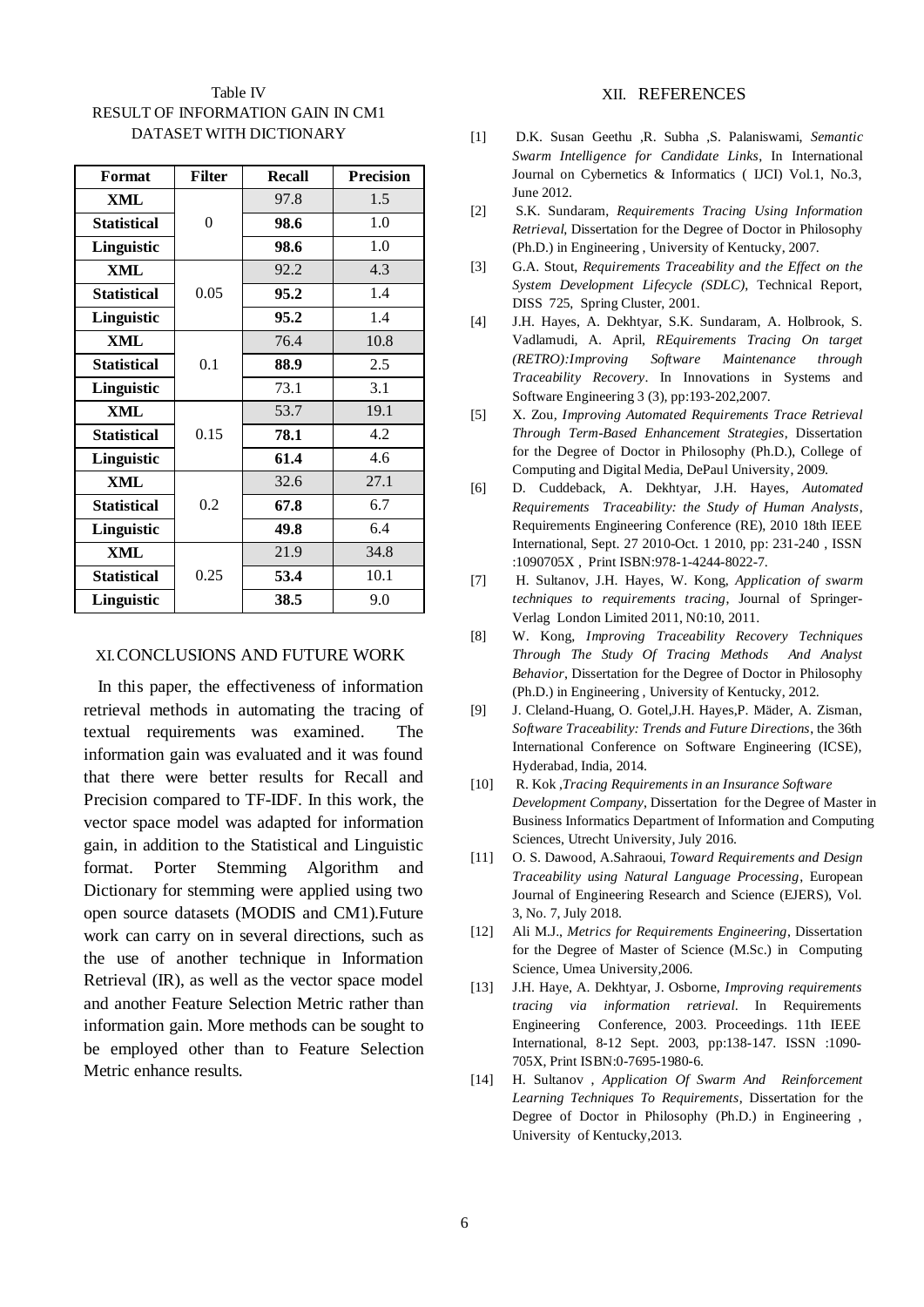Table IV
RESULT OF INFORMATION GAIN IN CM1 DATASET WITH DICTIONARY

| Format | Filter | Recall | Precision |
|---|---|---|---|
| **XML** | 0 | 97.8 | 1.5 |
| **Statistical** | | **98.6** | 1.0 |
| **Linguistic** | | **98.6** | 1.0 |
| **XML** | 0.05 | 92.2 | 4.3 |
| **Statistical** | | **95.2** | 1.4 |
| **Linguistic** | | **95.2** | 1.4 |
| **XML** | 0.1 | 76.4 | 10.8 |
| **Statistical** | | **88.9** | 2.5 |
| **Linguistic** | | 73.1 | 3.1 |
| **XML** | 0.15 | 53.7 | 19.1 |
| **Statistical** | | **78.1** | 4.2 |
| **Linguistic** | | **61.4** | 4.6 |
| **XML** | 0.2 | 32.6 | 27.1 |
| **Statistical** | | **67.8** | 6.7 |
| **Linguistic** | | **49.8** | 6.4 |
| **XML** | 0.25 | 21.9 | 34.8 |
| **Statistical** | | **53.4** | 10.1 |
| **Linguistic** | | **38.5** | 9.0 |

## XI. CONCLUSIONS AND FUTURE WORK

In this paper, the effectiveness of information retrieval methods in automating the tracing of textual requirements was examined. The information gain was evaluated and it was found that there were better results for Recall and Precision compared to TF-IDF. In this work, the vector space model was adapted for information gain, in addition to the Statistical and Linguistic format. Porter Stemming Algorithm and Dictionary for stemming were applied using two open source datasets (MODIS and CM1).Future work can carry on in several directions, such as the use of another technique in Information Retrieval (IR), as well as the vector space model and another Feature Selection Metric rather than information gain. More methods can be sought to be employed other than to Feature Selection Metric enhance results.

## XII. REFERENCES

[1] D.K. Susan Geethu ,R. Subha ,S. Palaniswami, *Semantic Swarm Intelligence for Candidate Links*, In International Journal on Cybernetics & Informatics ( IJCI) Vol.1, No.3, June 2012.

[2] S.K. Sundaram, *Requirements Tracing Using Information Retrieval*, Dissertation for the Degree of Doctor in Philosophy (Ph.D.) in Engineering , University of Kentucky, 2007.

[3] G.A. Stout, *Requirements Traceability and the Effect on the System Development Lifecycle (SDLC)*, Technical Report, DISS 725, Spring Cluster, 2001.

[4] J.H. Hayes, A. Dekhtyar, S.K. Sundaram, A. Holbrook, S. Vadlamudi, A. April, *REquirements Tracing On target (RETRO):Improving Software Maintenance through Traceability Recovery*. In Innovations in Systems and Software Engineering 3 (3), pp:193-202,2007.

[5] X. Zou, *Improving Automated Requirements Trace Retrieval Through Term-Based Enhancement Strategies*, Dissertation for the Degree of Doctor in Philosophy (Ph.D.), College of Computing and Digital Media, DePaul University, 2009.

[6] D. Cuddeback, A. Dekhtyar, J.H. Hayes, *Automated Requirements Traceability: the Study of Human Analysts*, Requirements Engineering Conference (RE), 2010 18th IEEE International, Sept. 27 2010-Oct. 1 2010, pp: 231-240 , ISSN :1090705X , Print ISBN:978-1-4244-8022-7.

[7] H. Sultanov, J.H. Hayes, W. Kong, *Application of swarm techniques to requirements tracing*, Journal of Springer-Verlag London Limited 2011, N0:10, 2011.

[8] W. Kong, *Improving Traceability Recovery Techniques Through The Study Of Tracing Methods And Analyst Behavior*, Dissertation for the Degree of Doctor in Philosophy (Ph.D.) in Engineering , University of Kentucky, 2012.

[9] J. Cleland-Huang, O. Gotel,J.H. Hayes,P. Mäder, A. Zisman, *Software Traceability: Trends and Future Directions*, the 36th International Conference on Software Engineering (ICSE), Hyderabad, India, 2014.

[10] R. Kok ,*Tracing Requirements in an Insurance Software Development Company*, Dissertation for the Degree of Master in Business Informatics Department of Information and Computing Sciences, Utrecht University, July 2016.

[11] O. S. Dawood, A.Sahraoui, *Toward Requirements and Design Traceability using Natural Language Processing*, European Journal of Engineering Research and Science (EJERS), Vol. 3, No. 7, July 2018.

[12] Ali M.J., *Metrics for Requirements Engineering*, Dissertation for the Degree of Master of Science (M.Sc.) in Computing Science, Umea University,2006.

[13] J.H. Haye, A. Dekhtyar, J. Osborne, *Improving requirements tracing via information retrieval*. In Requirements Engineering Conference, 2003. Proceedings. 11th IEEE International, 8-12 Sept. 2003, pp:138-147. ISSN :1090-705X, Print ISBN:0-7695-1980-6.

[14] H. Sultanov , *Application Of Swarm And Reinforcement Learning Techniques To Requirements*, Dissertation for the Degree of Doctor in Philosophy (Ph.D.) in Engineering , University of Kentucky,2013.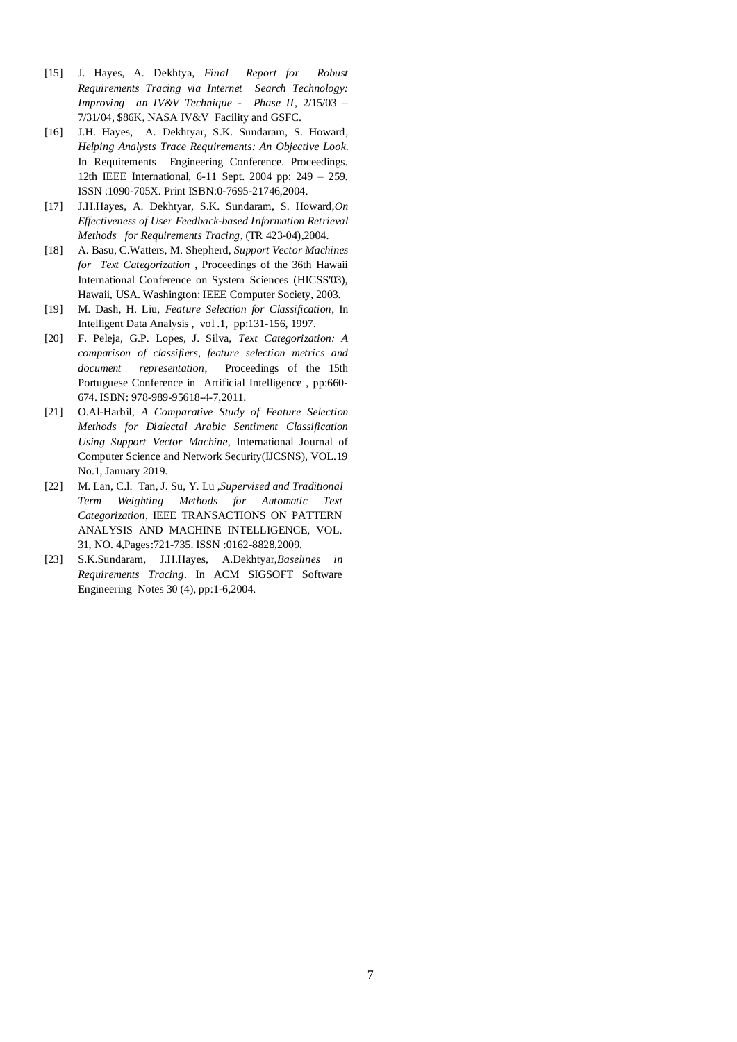[15] J. Hayes, A. Dekhtya, *Final Report for Robust Requirements Tracing via Internet Search Technology: Improving an IV&V Technique - Phase II*, 2/15/03 – 7/31/04, $86K, NASA IV&V Facility and GSFC.

[16] J.H. Hayes, A. Dekhtyar, S.K. Sundaram, S. Howard, *Helping Analysts Trace Requirements: An Objective Look.* In Requirements Engineering Conference. Proceedings. 12th IEEE International, 6-11 Sept. 2004 pp: 249 – 259. ISSN :1090-705X. Print ISBN:0-7695-21746,2004.

[17] J.H.Hayes, A. Dekhtyar, S.K. Sundaram, S. Howard,*On Effectiveness of User Feedback-based Information Retrieval Methods for Requirements Tracing*, (TR 423-04),2004.

[18] A. Basu, C.Watters, M. Shepherd, *Support Vector Machines for Text Categorization* , Proceedings of the 36th Hawaii International Conference on System Sciences (HICSS'03), Hawaii, USA. Washington: IEEE Computer Society, 2003.

[19] M. Dash, H. Liu, *Feature Selection for Classification*, In Intelligent Data Analysis , vol .1, pp:131-156, 1997.

[20] F. Peleja, G.P. Lopes, J. Silva, *Text Categorization: A comparison of classifiers, feature selection metrics and document representation*, Proceedings of the 15th Portuguese Conference in Artificial Intelligence , pp:660-674. ISBN: 978-989-95618-4-7,2011.

[21] O.Al-Harbil, *A Comparative Study of Feature Selection Methods for Dialectal Arabic Sentiment Classification Using Support Vector Machine*, International Journal of Computer Science and Network Security(IJCSNS), VOL.19 No.1, January 2019.

[22] M. Lan, C.l. Tan, J. Su, Y. Lu ,*Supervised and Traditional Term Weighting Methods for Automatic Text Categorization*, IEEE TRANSACTIONS ON PATTERN ANALYSIS AND MACHINE INTELLIGENCE, VOL. 31, NO. 4,Pages:721-735. ISSN :0162-8828,2009.

[23] S.K.Sundaram, J.H.Hayes, A.Dekhtyar,*Baselines in Requirements Tracing*. In ACM SIGSOFT Software Engineering Notes 30 (4), pp:1-6,2004.